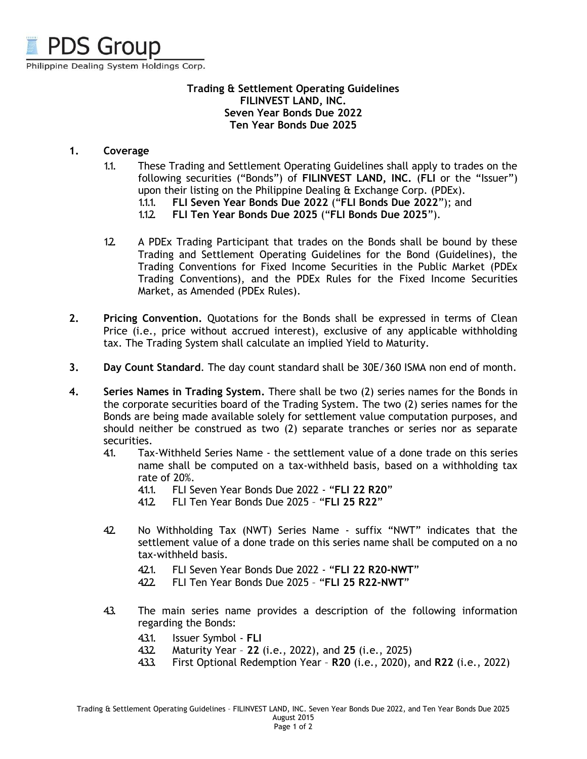PDS Group

Philippine Dealing System Holdings Corp.

**Trading & Settlement Operating Guidelines**
**FILINVEST LAND, INC.**
**Seven Year Bonds Due 2022**
**Ten Year Bonds Due 2025**

**1. Coverage**

1.1. These Trading and Settlement Operating Guidelines shall apply to trades on the following securities ("Bonds") of **FILINVEST LAND, INC.** (**FLI** or the "Issuer") upon their listing on the Philippine Dealing & Exchange Corp. (PDEx).

1.1.1. **FLI Seven Year Bonds Due 2022** ("**FLI Bonds Due 2022**"); and

1.1.2. **FLI Ten Year Bonds Due 2025** ("**FLI Bonds Due 2025**").

1.2. A PDEx Trading Participant that trades on the Bonds shall be bound by these Trading and Settlement Operating Guidelines for the Bond (Guidelines), the Trading Conventions for Fixed Income Securities in the Public Market (PDEx Trading Conventions), and the PDEx Rules for the Fixed Income Securities Market, as Amended (PDEx Rules).

**2. Pricing Convention.** Quotations for the Bonds shall be expressed in terms of Clean Price (i.e., price without accrued interest), exclusive of any applicable withholding tax. The Trading System shall calculate an implied Yield to Maturity.

**3. Day Count Standard**. The day count standard shall be 30E/360 ISMA non end of month.

**4. Series Names in Trading System.** There shall be two (2) series names for the Bonds in the corporate securities board of the Trading System. The two (2) series names for the Bonds are being made available solely for settlement value computation purposes, and should neither be construed as two (2) separate tranches or series nor as separate securities.

4.1. Tax-Withheld Series Name - the settlement value of a done trade on this series name shall be computed on a tax-withheld basis, based on a withholding tax rate of 20%.

4.1.1. FLI Seven Year Bonds Due 2022 - "**FLI 22 R20**"

4.1.2. FLI Ten Year Bonds Due 2025 – "**FLI 25 R22**"

4.2. No Withholding Tax (NWT) Series Name - suffix "NWT" indicates that the settlement value of a done trade on this series name shall be computed on a no tax-withheld basis.

4.2.1. FLI Seven Year Bonds Due 2022 - "**FLI 22 R20-NWT**"

4.2.2. FLI Ten Year Bonds Due 2025 – "**FLI 25 R22-NWT**"

4.3. The main series name provides a description of the following information regarding the Bonds:

4.3.1. Issuer Symbol - **FLI**

4.3.2. Maturity Year – **22** (i.e., 2022), and **25** (i.e., 2025)

4.3.3. First Optional Redemption Year – **R20** (i.e., 2020), and **R22** (i.e., 2022)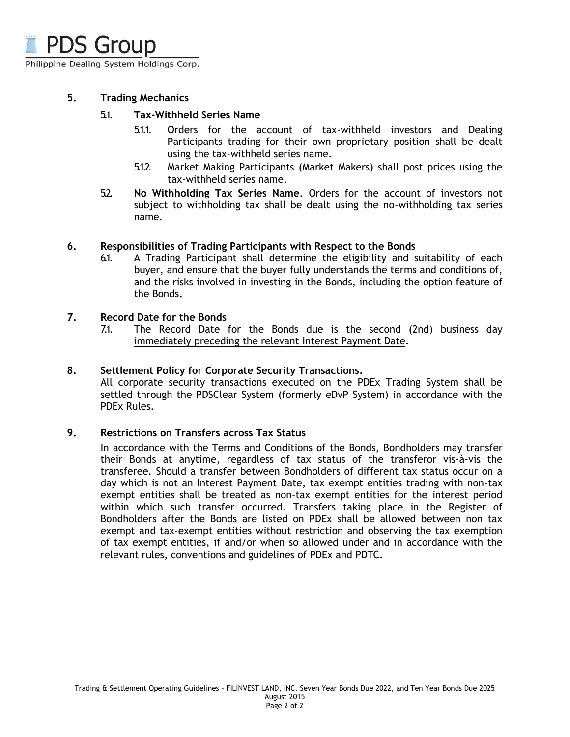## 5. Trading Mechanics

### 5.1. Tax-Withheld Series Name

- 5.1.1. Orders for the account of tax-withheld investors and Dealing Participants trading for their own proprietary position shall be dealt using the tax-withheld series name.
- 5.1.2. Market Making Participants (Market Makers) shall post prices using the tax-withheld series name.

5.2. **No Withholding Tax Series Name**. Orders for the account of investors not subject to withholding tax shall be dealt using the no-withholding tax series name.

## 6. Responsibilities of Trading Participants with Respect to the Bonds

6.1. A Trading Participant shall determine the eligibility and suitability of each buyer, and ensure that the buyer fully understands the terms and conditions of, and the risks involved in investing in the Bonds, including the option feature of the Bonds**.**

## 7. Record Date for the Bonds

7.1. The Record Date for the Bonds due is the second (2nd) business day immediately preceding the relevant Interest Payment Date.

## 8. Settlement Policy for Corporate Security Transactions.

All corporate security transactions executed on the PDEx Trading System shall be settled through the PDSClear System (formerly eDvP System) in accordance with the PDEx Rules.

## 9. Restrictions on Transfers across Tax Status

In accordance with the Terms and Conditions of the Bonds, Bondholders may transfer their Bonds at anytime, regardless of tax status of the transferor vis-à-vis the transferee. Should a transfer between Bondholders of different tax status occur on a day which is not an Interest Payment Date, tax exempt entities trading with non-tax exempt entities shall be treated as non-tax exempt entities for the interest period within which such transfer occurred. Transfers taking place in the Register of Bondholders after the Bonds are listed on PDEx shall be allowed between non tax exempt and tax-exempt entities without restriction and observing the tax exemption of tax exempt entities, if and/or when so allowed under and in accordance with the relevant rules, conventions and guidelines of PDEx and PDTC.